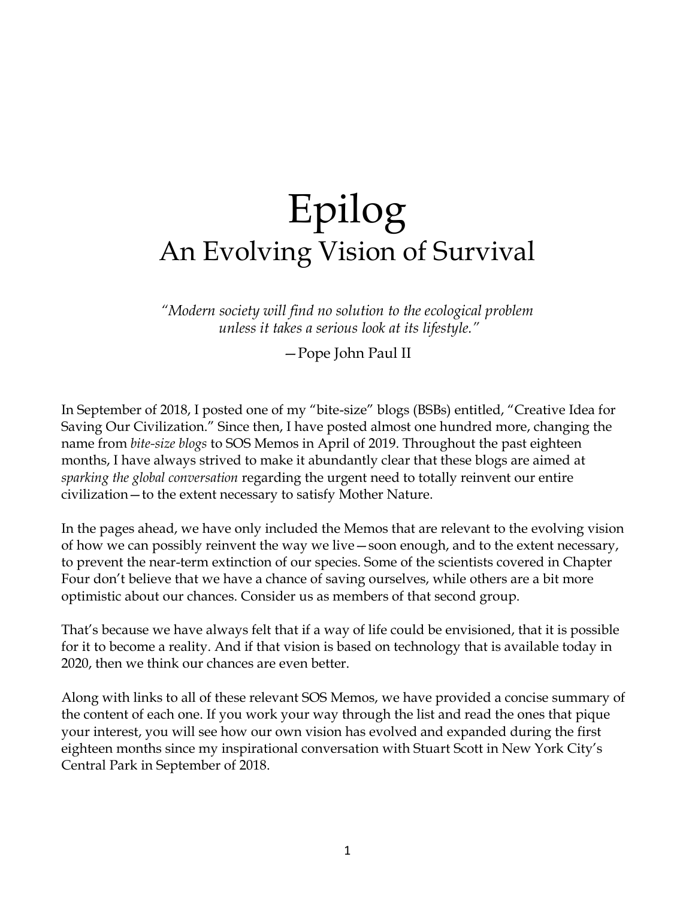# Epilog
## An Evolving Vision of Survival

*"Modern society will find no solution to the ecological problem unless it takes a serious look at its lifestyle."*

—Pope John Paul II

In September of 2018, I posted one of my "bite-size" blogs (BSBs) entitled, "Creative Idea for Saving Our Civilization." Since then, I have posted almost one hundred more, changing the name from *bite-size blogs* to SOS Memos in April of 2019. Throughout the past eighteen months, I have always strived to make it abundantly clear that these blogs are aimed at *sparking the global conversation* regarding the urgent need to totally reinvent our entire civilization—to the extent necessary to satisfy Mother Nature.

In the pages ahead, we have only included the Memos that are relevant to the evolving vision of how we can possibly reinvent the way we live—soon enough, and to the extent necessary, to prevent the near-term extinction of our species. Some of the scientists covered in Chapter Four don't believe that we have a chance of saving ourselves, while others are a bit more optimistic about our chances. Consider us as members of that second group.

That's because we have always felt that if a way of life could be envisioned, that it is possible for it to become a reality. And if that vision is based on technology that is available today in 2020, then we think our chances are even better.

Along with links to all of these relevant SOS Memos, we have provided a concise summary of the content of each one. If you work your way through the list and read the ones that pique your interest, you will see how our own vision has evolved and expanded during the first eighteen months since my inspirational conversation with Stuart Scott in New York City's Central Park in September of 2018.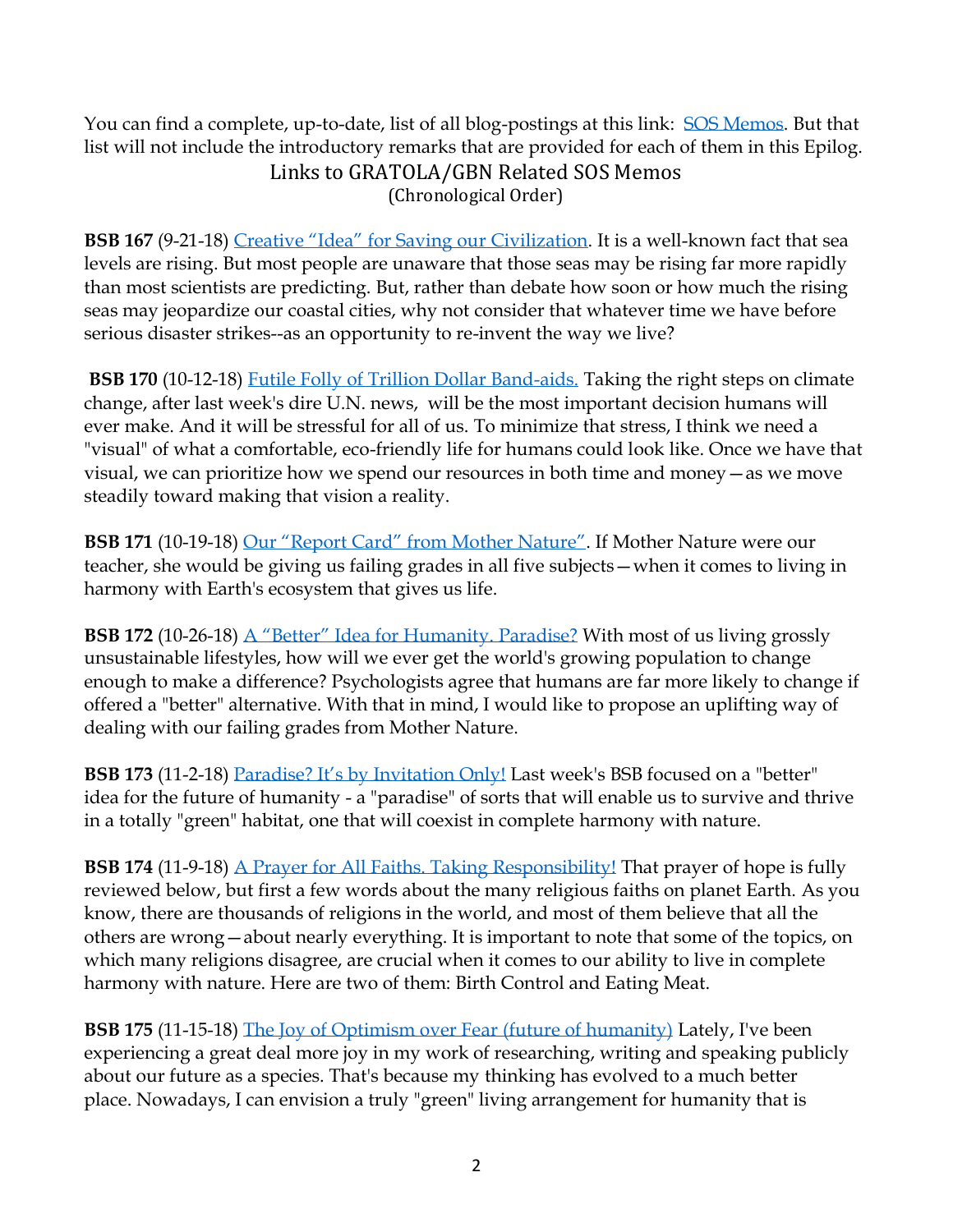You can find a complete, up-to-date, list of all blog-postings at this link: SOS Memos. But that list will not include the introductory remarks that are provided for each of them in this Epilog.

## Links to GRATOLA/GBN Related SOS Memos
(Chronological Order)

**BSB 167** (9-21-18) Creative "Idea" for Saving our Civilization. It is a well-known fact that sea levels are rising. But most people are unaware that those seas may be rising far more rapidly than most scientists are predicting. But, rather than debate how soon or how much the rising seas may jeopardize our coastal cities, why not consider that whatever time we have before serious disaster strikes--as an opportunity to re-invent the way we live?

**BSB 170** (10-12-18) Futile Folly of Trillion Dollar Band-aids. Taking the right steps on climate change, after last week's dire U.N. news, will be the most important decision humans will ever make. And it will be stressful for all of us. To minimize that stress, I think we need a "visual" of what a comfortable, eco-friendly life for humans could look like. Once we have that visual, we can prioritize how we spend our resources in both time and money—as we move steadily toward making that vision a reality.

**BSB 171** (10-19-18) Our "Report Card" from Mother Nature". If Mother Nature were our teacher, she would be giving us failing grades in all five subjects—when it comes to living in harmony with Earth's ecosystem that gives us life.

**BSB 172** (10-26-18) A "Better" Idea for Humanity. Paradise? With most of us living grossly unsustainable lifestyles, how will we ever get the world's growing population to change enough to make a difference? Psychologists agree that humans are far more likely to change if offered a "better" alternative. With that in mind, I would like to propose an uplifting way of dealing with our failing grades from Mother Nature.

**BSB 173** (11-2-18) Paradise? It's by Invitation Only! Last week's BSB focused on a "better" idea for the future of humanity - a "paradise" of sorts that will enable us to survive and thrive in a totally "green" habitat, one that will coexist in complete harmony with nature.

**BSB 174** (11-9-18) A Prayer for All Faiths. Taking Responsibility! That prayer of hope is fully reviewed below, but first a few words about the many religious faiths on planet Earth. As you know, there are thousands of religions in the world, and most of them believe that all the others are wrong—about nearly everything. It is important to note that some of the topics, on which many religions disagree, are crucial when it comes to our ability to live in complete harmony with nature. Here are two of them: Birth Control and Eating Meat.

**BSB 175** (11-15-18) The Joy of Optimism over Fear (future of humanity) Lately, I've been experiencing a great deal more joy in my work of researching, writing and speaking publicly about our future as a species. That's because my thinking has evolved to a much better place. Nowadays, I can envision a truly "green" living arrangement for humanity that is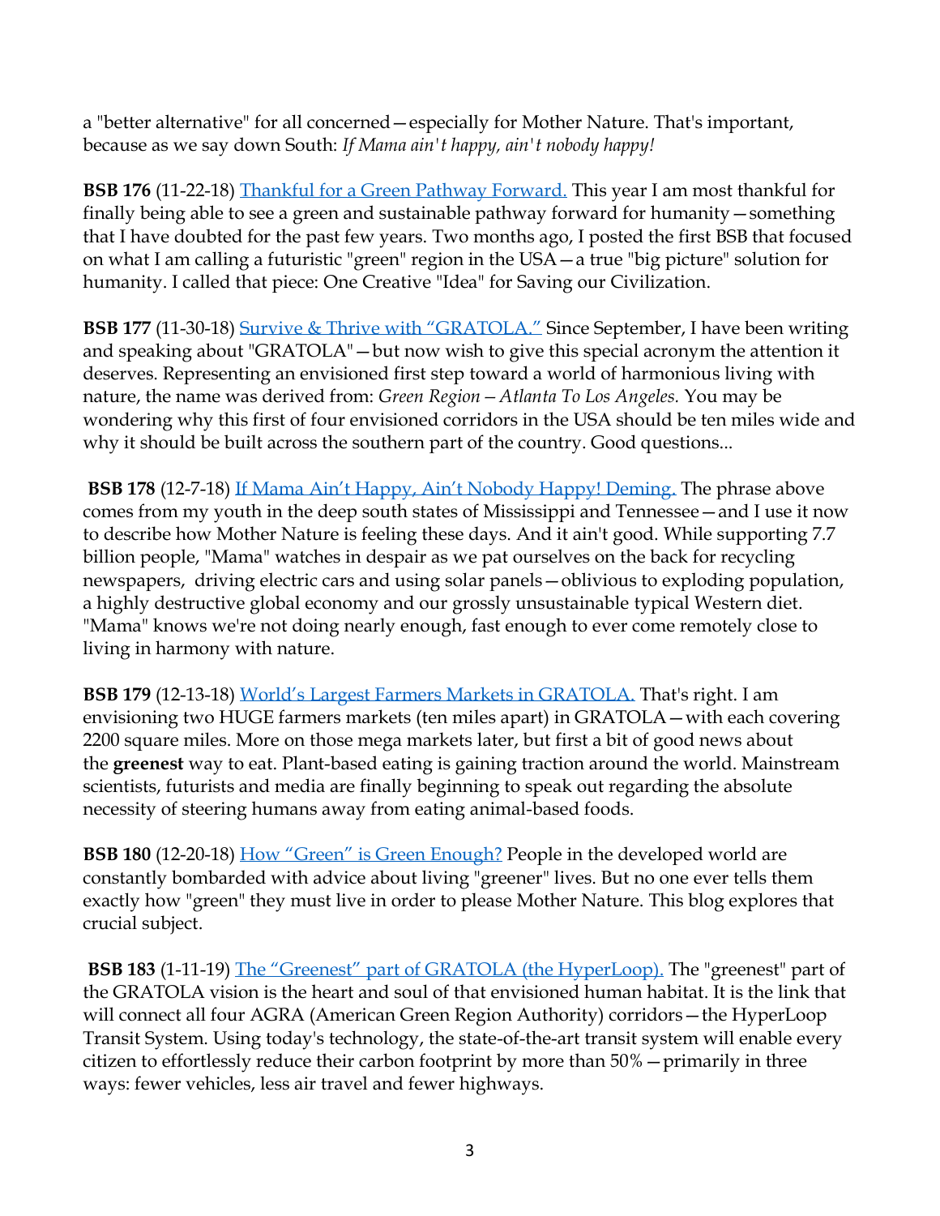a "better alternative" for all concerned—especially for Mother Nature. That's important, because as we say down South: *If Mama ain't happy, ain't nobody happy!*

**BSB 176** (11-22-18) Thankful for a Green Pathway Forward. This year I am most thankful for finally being able to see a green and sustainable pathway forward for humanity—something that I have doubted for the past few years. Two months ago, I posted the first BSB that focused on what I am calling a futuristic "green" region in the USA—a true "big picture" solution for humanity. I called that piece: One Creative "Idea" for Saving our Civilization.

**BSB 177** (11-30-18) Survive & Thrive with "GRATOLA." Since September, I have been writing and speaking about "GRATOLA"—but now wish to give this special acronym the attention it deserves. Representing an envisioned first step toward a world of harmonious living with nature, the name was derived from: *Green Region – Atlanta To Los Angeles.* You may be wondering why this first of four envisioned corridors in the USA should be ten miles wide and why it should be built across the southern part of the country. Good questions...

**BSB 178** (12-7-18) If Mama Ain't Happy, Ain't Nobody Happy! Deming. The phrase above comes from my youth in the deep south states of Mississippi and Tennessee—and I use it now to describe how Mother Nature is feeling these days. And it ain't good. While supporting 7.7 billion people, "Mama" watches in despair as we pat ourselves on the back for recycling newspapers, driving electric cars and using solar panels—oblivious to exploding population, a highly destructive global economy and our grossly unsustainable typical Western diet. "Mama" knows we're not doing nearly enough, fast enough to ever come remotely close to living in harmony with nature.

**BSB 179** (12-13-18) World's Largest Farmers Markets in GRATOLA. That's right. I am envisioning two HUGE farmers markets (ten miles apart) in GRATOLA—with each covering 2200 square miles. More on those mega markets later, but first a bit of good news about the **greenest** way to eat. Plant-based eating is gaining traction around the world. Mainstream scientists, futurists and media are finally beginning to speak out regarding the absolute necessity of steering humans away from eating animal-based foods.

**BSB 180** (12-20-18) How "Green" is Green Enough? People in the developed world are constantly bombarded with advice about living "greener" lives. But no one ever tells them exactly how "green" they must live in order to please Mother Nature. This blog explores that crucial subject.

**BSB 183** (1-11-19) The "Greenest" part of GRATOLA (the HyperLoop). The "greenest" part of the GRATOLA vision is the heart and soul of that envisioned human habitat. It is the link that will connect all four AGRA (American Green Region Authority) corridors—the HyperLoop Transit System. Using today's technology, the state-of-the-art transit system will enable every citizen to effortlessly reduce their carbon footprint by more than 50%—primarily in three ways: fewer vehicles, less air travel and fewer highways.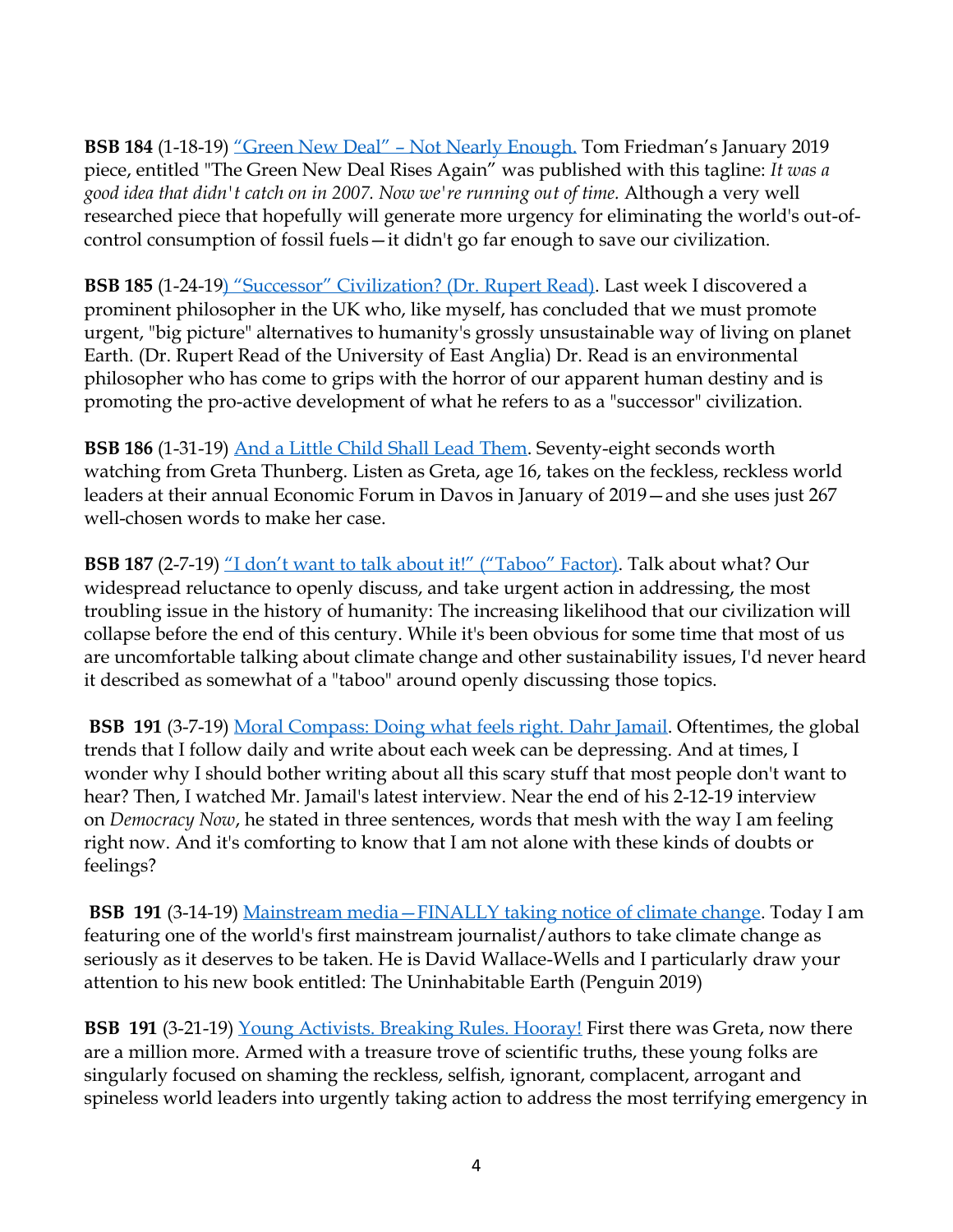**BSB 184** (1-18-19) “Green New Deal” – Not Nearly Enough. Tom Friedman’s January 2019 piece, entitled "The Green New Deal Rises Again” was published with this tagline: *It was a good idea that didn't catch on in 2007. Now we're running out of time.* Although a very well researched piece that hopefully will generate more urgency for eliminating the world's out-of-control consumption of fossil fuels—it didn't go far enough to save our civilization.

**BSB 185** (1-24-19) “Successor” Civilization? (Dr. Rupert Read). Last week I discovered a prominent philosopher in the UK who, like myself, has concluded that we must promote urgent, "big picture" alternatives to humanity's grossly unsustainable way of living on planet Earth. (Dr. Rupert Read of the University of East Anglia) Dr. Read is an environmental philosopher who has come to grips with the horror of our apparent human destiny and is promoting the pro-active development of what he refers to as a "successor" civilization.

**BSB 186** (1-31-19) And a Little Child Shall Lead Them. Seventy-eight seconds worth watching from Greta Thunberg. Listen as Greta, age 16, takes on the feckless, reckless world leaders at their annual Economic Forum in Davos in January of 2019—and she uses just 267 well-chosen words to make her case.

**BSB 187** (2-7-19) “I don’t want to talk about it!” (“Taboo” Factor). Talk about what? Our widespread reluctance to openly discuss, and take urgent action in addressing, the most troubling issue in the history of humanity: The increasing likelihood that our civilization will collapse before the end of this century. While it's been obvious for some time that most of us are uncomfortable talking about climate change and other sustainability issues, I'd never heard it described as somewhat of a "taboo" around openly discussing those topics.

**BSB 191** (3-7-19) Moral Compass: Doing what feels right. Dahr Jamail. Oftentimes, the global trends that I follow daily and write about each week can be depressing. And at times, I wonder why I should bother writing about all this scary stuff that most people don't want to hear? Then, I watched Mr. Jamail's latest interview. Near the end of his 2-12-19 interview on *Democracy Now*, he stated in three sentences, words that mesh with the way I am feeling right now. And it's comforting to know that I am not alone with these kinds of doubts or feelings?

**BSB 191** (3-14-19) Mainstream media—FINALLY taking notice of climate change. Today I am featuring one of the world's first mainstream journalist/authors to take climate change as seriously as it deserves to be taken. He is David Wallace-Wells and I particularly draw your attention to his new book entitled: The Uninhabitable Earth (Penguin 2019)

**BSB 191** (3-21-19) Young Activists. Breaking Rules. Hooray! First there was Greta, now there are a million more. Armed with a treasure trove of scientific truths, these young folks are singularly focused on shaming the reckless, selfish, ignorant, complacent, arrogant and spineless world leaders into urgently taking action to address the most terrifying emergency in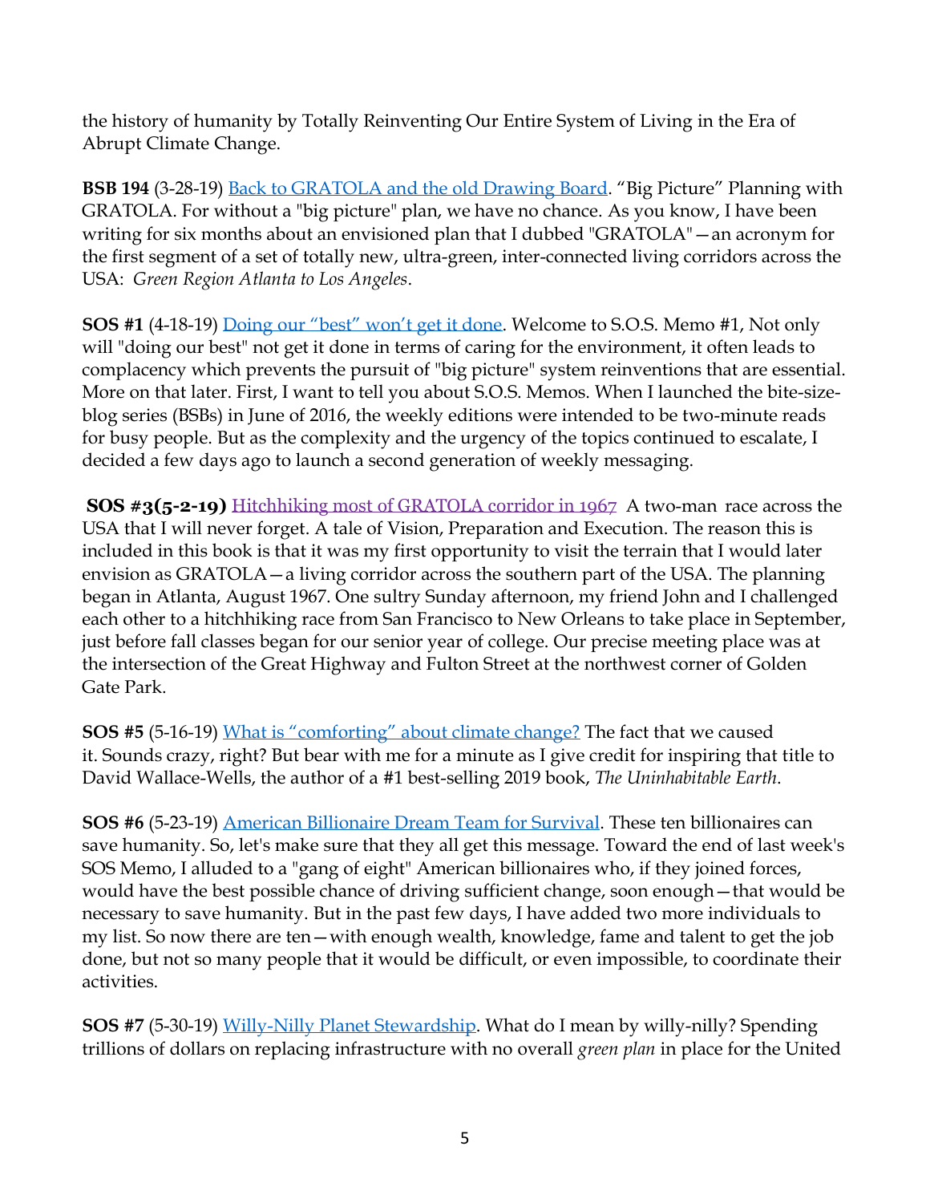the history of humanity by Totally Reinventing Our Entire System of Living in the Era of Abrupt Climate Change.

**BSB 194** (3-28-19) Back to GRATOLA and the old Drawing Board. "Big Picture" Planning with GRATOLA. For without a "big picture" plan, we have no chance. As you know, I have been writing for six months about an envisioned plan that I dubbed "GRATOLA"—an acronym for the first segment of a set of totally new, ultra-green, inter-connected living corridors across the USA: *Green Region Atlanta to Los Angeles*.

**SOS #1** (4-18-19) Doing our "best" won't get it done. Welcome to S.O.S. Memo #1, Not only will "doing our best" not get it done in terms of caring for the environment, it often leads to complacency which prevents the pursuit of "big picture" system reinventions that are essential. More on that later. First, I want to tell you about S.O.S. Memos. When I launched the bite-size-blog series (BSBs) in June of 2016, the weekly editions were intended to be two-minute reads for busy people. But as the complexity and the urgency of the topics continued to escalate, I decided a few days ago to launch a second generation of weekly messaging.

**SOS #3(5-2-19)** Hitchhiking most of GRATOLA corridor in 1967 A two-man race across the USA that I will never forget. A tale of Vision, Preparation and Execution. The reason this is included in this book is that it was my first opportunity to visit the terrain that I would later envision as GRATOLA—a living corridor across the southern part of the USA. The planning began in Atlanta, August 1967. One sultry Sunday afternoon, my friend John and I challenged each other to a hitchhiking race from San Francisco to New Orleans to take place in September, just before fall classes began for our senior year of college. Our precise meeting place was at the intersection of the Great Highway and Fulton Street at the northwest corner of Golden Gate Park.

**SOS #5** (5-16-19) What is "comforting" about climate change? The fact that we caused it. Sounds crazy, right? But bear with me for a minute as I give credit for inspiring that title to David Wallace-Wells, the author of a #1 best-selling 2019 book, *The Uninhabitable Earth*.

**SOS #6** (5-23-19) American Billionaire Dream Team for Survival. These ten billionaires can save humanity. So, let's make sure that they all get this message. Toward the end of last week's SOS Memo, I alluded to a "gang of eight" American billionaires who, if they joined forces, would have the best possible chance of driving sufficient change, soon enough—that would be necessary to save humanity. But in the past few days, I have added two more individuals to my list. So now there are ten—with enough wealth, knowledge, fame and talent to get the job done, but not so many people that it would be difficult, or even impossible, to coordinate their activities.

**SOS #7** (5-30-19) Willy-Nilly Planet Stewardship. What do I mean by willy-nilly? Spending trillions of dollars on replacing infrastructure with no overall *green plan* in place for the United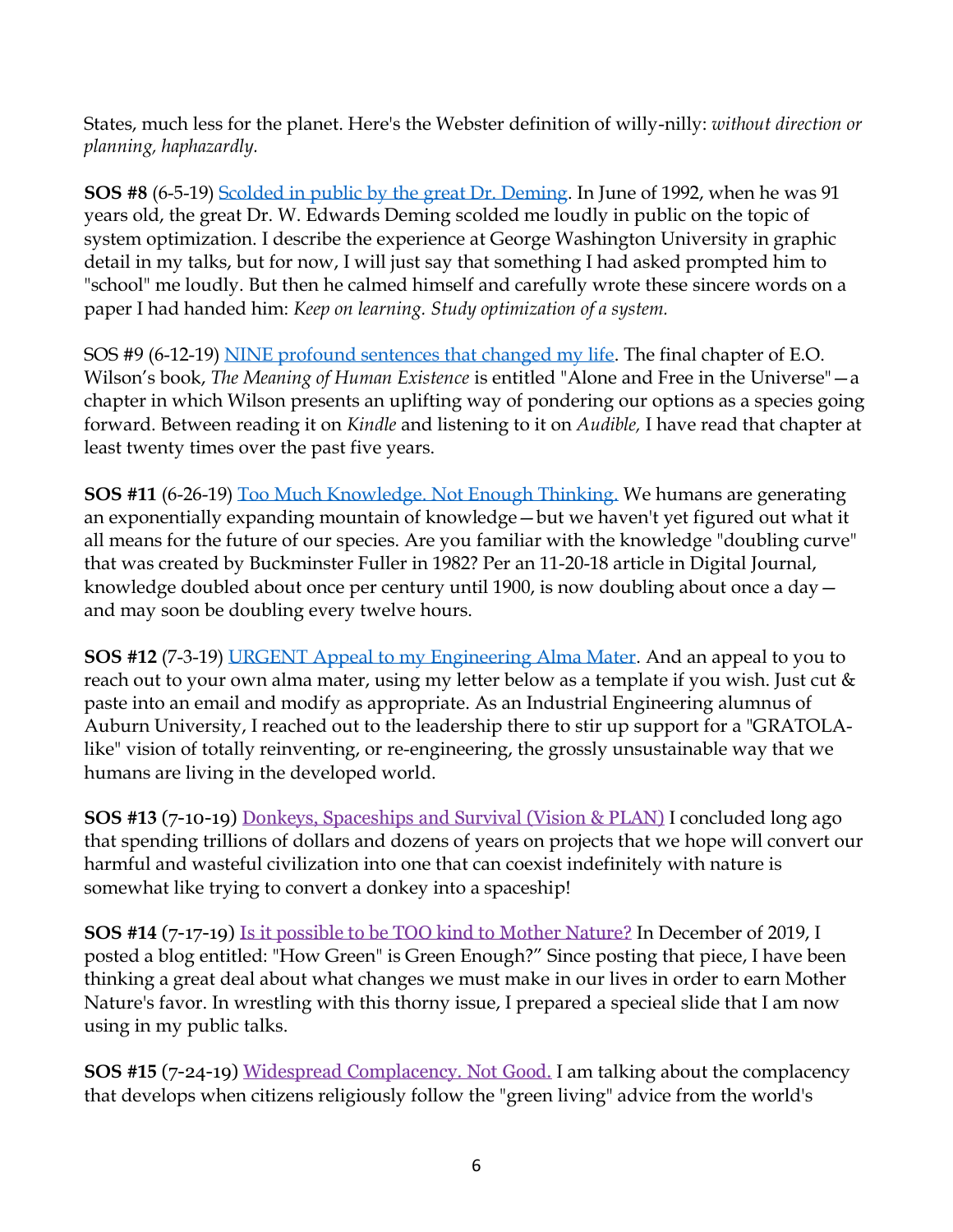States, much less for the planet. Here's the Webster definition of willy-nilly: *without direction or planning, haphazardly.*

**SOS #8** (6-5-19) Scolded in public by the great Dr. Deming. In June of 1992, when he was 91 years old, the great Dr. W. Edwards Deming scolded me loudly in public on the topic of system optimization. I describe the experience at George Washington University in graphic detail in my talks, but for now, I will just say that something I had asked prompted him to "school" me loudly. But then he calmed himself and carefully wrote these sincere words on a paper I had handed him: *Keep on learning. Study optimization of a system.*

SOS #9 (6-12-19) NINE profound sentences that changed my life. The final chapter of E.O. Wilson's book, *The Meaning of Human Existence* is entitled "Alone and Free in the Universe"—a chapter in which Wilson presents an uplifting way of pondering our options as a species going forward. Between reading it on *Kindle* and listening to it on *Audible,* I have read that chapter at least twenty times over the past five years.

**SOS #11** (6-26-19) Too Much Knowledge. Not Enough Thinking. We humans are generating an exponentially expanding mountain of knowledge—but we haven't yet figured out what it all means for the future of our species. Are you familiar with the knowledge "doubling curve" that was created by Buckminster Fuller in 1982? Per an 11-20-18 article in Digital Journal, knowledge doubled about once per century until 1900, is now doubling about once a day—and may soon be doubling every twelve hours.

**SOS #12** (7-3-19) URGENT Appeal to my Engineering Alma Mater. And an appeal to you to reach out to your own alma mater, using my letter below as a template if you wish. Just cut & paste into an email and modify as appropriate. As an Industrial Engineering alumnus of Auburn University, I reached out to the leadership there to stir up support for a "GRATOLA-like" vision of totally reinventing, or re-engineering, the grossly unsustainable way that we humans are living in the developed world.

**SOS #13** (7-10-19) Donkeys, Spaceships and Survival (Vision & PLAN) I concluded long ago that spending trillions of dollars and dozens of years on projects that we hope will convert our harmful and wasteful civilization into one that can coexist indefinitely with nature is somewhat like trying to convert a donkey into a spaceship!

**SOS #14** (7-17-19) Is it possible to be TOO kind to Mother Nature? In December of 2019, I posted a blog entitled: "How Green" is Green Enough?" Since posting that piece, I have been thinking a great deal about what changes we must make in our lives in order to earn Mother Nature's favor. In wrestling with this thorny issue, I prepared a specieal slide that I am now using in my public talks.

**SOS #15** (7-24-19) Widespread Complacency. Not Good. I am talking about the complacency that develops when citizens religiously follow the "green living" advice from the world's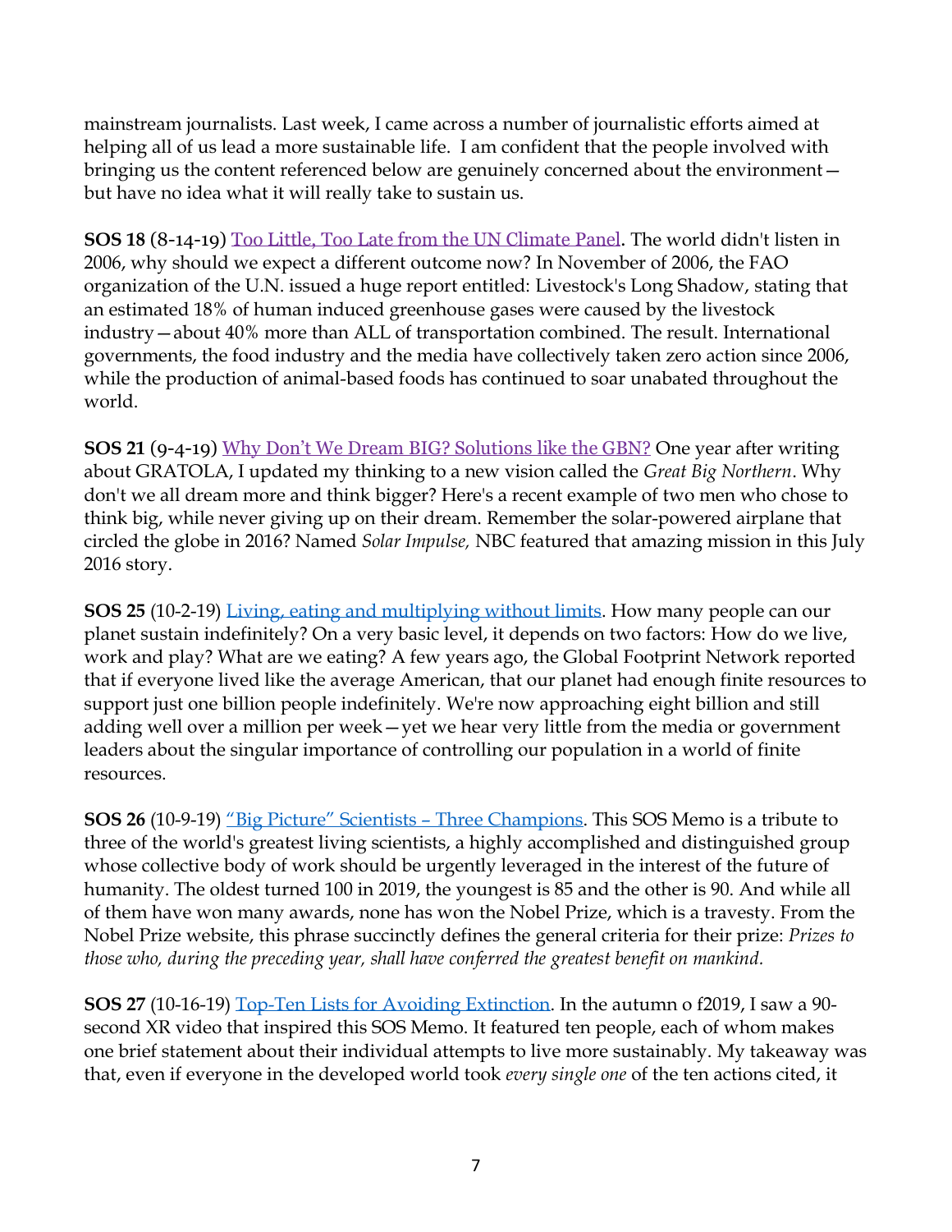mainstream journalists. Last week, I came across a number of journalistic efforts aimed at helping all of us lead a more sustainable life. I am confident that the people involved with bringing us the content referenced below are genuinely concerned about the environment—but have no idea what it will really take to sustain us.

**SOS 18** (8-14-19) Too Little, Too Late from the UN Climate Panel. The world didn't listen in 2006, why should we expect a different outcome now? In November of 2006, the FAO organization of the U.N. issued a huge report entitled: Livestock's Long Shadow, stating that an estimated 18% of human induced greenhouse gases were caused by the livestock industry—about 40% more than ALL of transportation combined. The result. International governments, the food industry and the media have collectively taken zero action since 2006, while the production of animal-based foods has continued to soar unabated throughout the world.

**SOS 21** (9-4-19) Why Don't We Dream BIG? Solutions like the GBN? One year after writing about GRATOLA, I updated my thinking to a new vision called the *Great Big Northern*. Why don't we all dream more and think bigger? Here's a recent example of two men who chose to think big, while never giving up on their dream. Remember the solar-powered airplane that circled the globe in 2016? Named *Solar Impulse,* NBC featured that amazing mission in this July 2016 story.

**SOS 25** (10-2-19) Living, eating and multiplying without limits. How many people can our planet sustain indefinitely? On a very basic level, it depends on two factors: How do we live, work and play? What are we eating? A few years ago, the Global Footprint Network reported that if everyone lived like the average American, that our planet had enough finite resources to support just one billion people indefinitely. We're now approaching eight billion and still adding well over a million per week—yet we hear very little from the media or government leaders about the singular importance of controlling our population in a world of finite resources.

**SOS 26** (10-9-19) "Big Picture" Scientists – Three Champions. This SOS Memo is a tribute to three of the world's greatest living scientists, a highly accomplished and distinguished group whose collective body of work should be urgently leveraged in the interest of the future of humanity. The oldest turned 100 in 2019, the youngest is 85 and the other is 90. And while all of them have won many awards, none has won the Nobel Prize, which is a travesty. From the Nobel Prize website, this phrase succinctly defines the general criteria for their prize: *Prizes to those who, during the preceding year, shall have conferred the greatest benefit on mankind.*

**SOS 27** (10-16-19) Top-Ten Lists for Avoiding Extinction. In the autumn o f2019, I saw a 90-second XR video that inspired this SOS Memo. It featured ten people, each of whom makes one brief statement about their individual attempts to live more sustainably. My takeaway was that, even if everyone in the developed world took *every single one* of the ten actions cited, it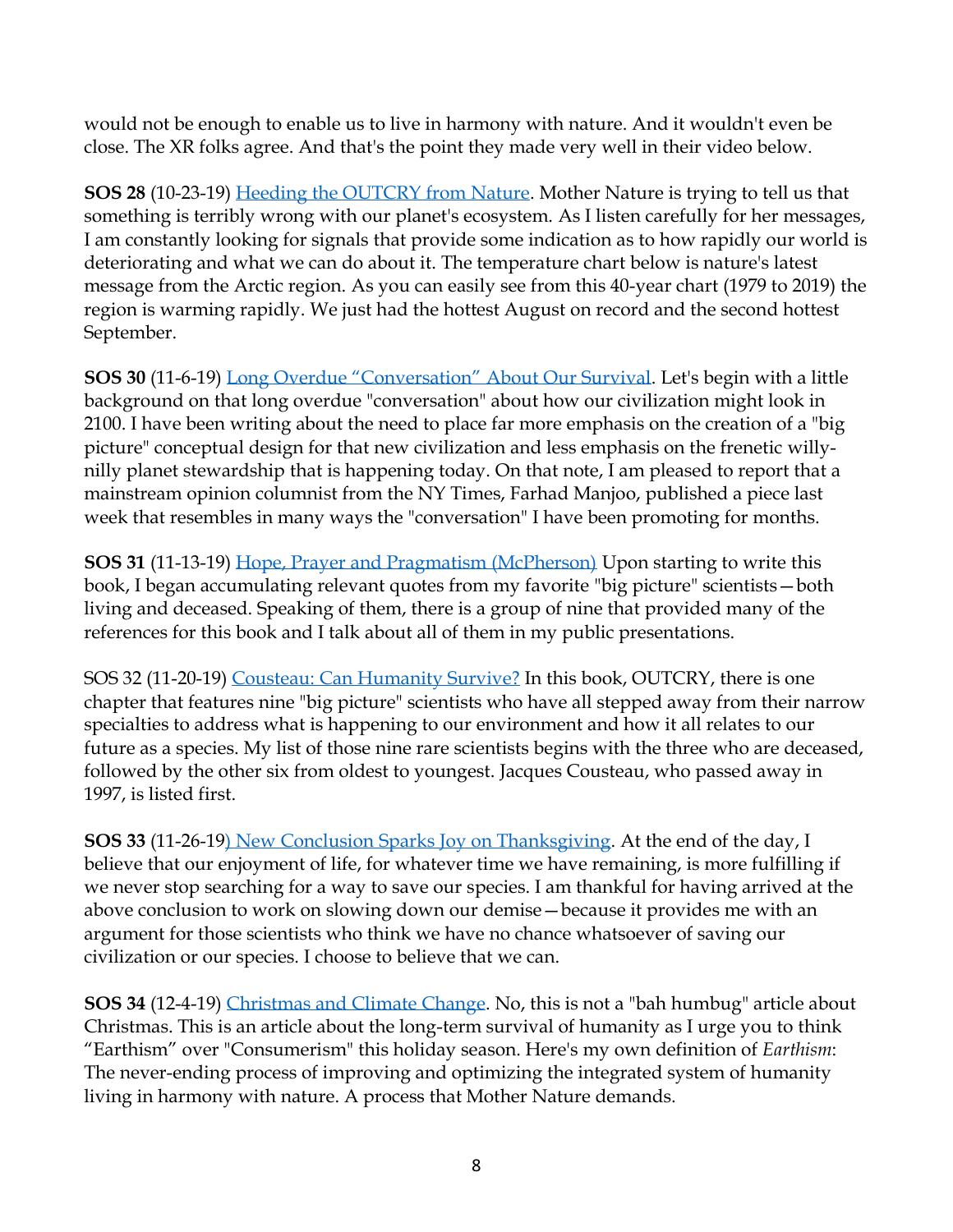would not be enough to enable us to live in harmony with nature. And it wouldn't even be close. The XR folks agree. And that's the point they made very well in their video below.

**SOS 28** (10-23-19) [Heeding the OUTCRY from Nature](). Mother Nature is trying to tell us that something is terribly wrong with our planet's ecosystem. As I listen carefully for her messages, I am constantly looking for signals that provide some indication as to how rapidly our world is deteriorating and what we can do about it. The temperature chart below is nature's latest message from the Arctic region. As you can easily see from this 40-year chart (1979 to 2019) the region is warming rapidly. We just had the hottest August on record and the second hottest September.

**SOS 30** (11-6-19) [Long Overdue "Conversation" About Our Survival](). Let's begin with a little background on that long overdue "conversation" about how our civilization might look in 2100. I have been writing about the need to place far more emphasis on the creation of a "big picture" conceptual design for that new civilization and less emphasis on the frenetic willy-nilly planet stewardship that is happening today. On that note, I am pleased to report that a mainstream opinion columnist from the NY Times, Farhad Manjoo, published a piece last week that resembles in many ways the "conversation" I have been promoting for months.

**SOS 31** (11-13-19) [Hope, Prayer and Pragmatism (McPherson)]() Upon starting to write this book, I began accumulating relevant quotes from my favorite "big picture" scientists—both living and deceased. Speaking of them, there is a group of nine that provided many of the references for this book and I talk about all of them in my public presentations.

SOS 32 (11-20-19) [Cousteau: Can Humanity Survive?]() In this book, OUTCRY, there is one chapter that features nine "big picture" scientists who have all stepped away from their narrow specialties to address what is happening to our environment and how it all relates to our future as a species. My list of those nine rare scientists begins with the three who are deceased, followed by the other six from oldest to youngest. Jacques Cousteau, who passed away in 1997, is listed first.

**SOS 33** (11-26-19[) New Conclusion Sparks Joy on Thanksgiving](). At the end of the day, I believe that our enjoyment of life, for whatever time we have remaining, is more fulfilling if we never stop searching for a way to save our species. I am thankful for having arrived at the above conclusion to work on slowing down our demise—because it provides me with an argument for those scientists who think we have no chance whatsoever of saving our civilization or our species. I choose to believe that we can.

**SOS 34** (12-4-19) [Christmas and Climate Change](). No, this is not a "bah humbug" article about Christmas. This is an article about the long-term survival of humanity as I urge you to think "Earthism" over "Consumerism" this holiday season. Here's my own definition of *Earthism*: The never-ending process of improving and optimizing the integrated system of humanity living in harmony with nature. A process that Mother Nature demands.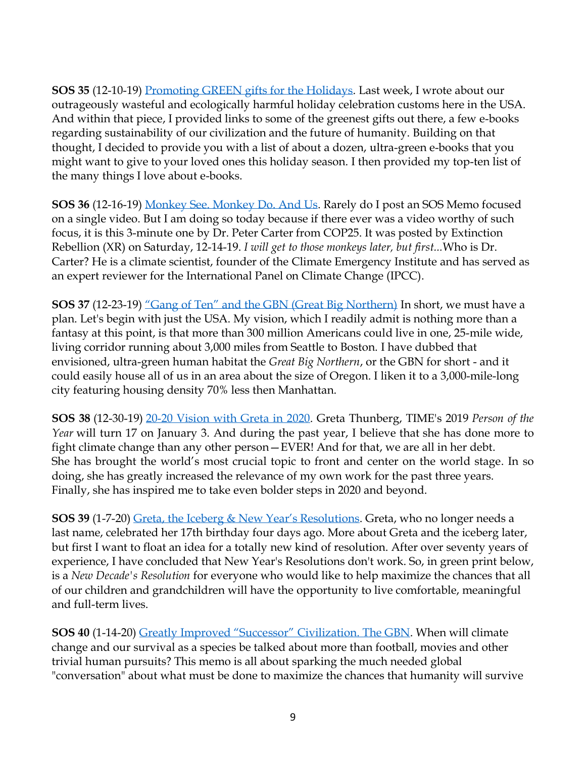**SOS 35** (12-10-19) Promoting GREEN gifts for the Holidays. Last week, I wrote about our outrageously wasteful and ecologically harmful holiday celebration customs here in the USA. And within that piece, I provided links to some of the greenest gifts out there, a few e-books regarding sustainability of our civilization and the future of humanity. Building on that thought, I decided to provide you with a list of about a dozen, ultra-green e-books that you might want to give to your loved ones this holiday season. I then provided my top-ten list of the many things I love about e-books.

**SOS 36** (12-16-19) Monkey See. Monkey Do. And Us. Rarely do I post an SOS Memo focused on a single video. But I am doing so today because if there ever was a video worthy of such focus, it is this 3-minute one by Dr. Peter Carter from COP25. It was posted by Extinction Rebellion (XR) on Saturday, 12-14-19. *I will get to those monkeys later, but first...*Who is Dr. Carter? He is a climate scientist, founder of the Climate Emergency Institute and has served as an expert reviewer for the International Panel on Climate Change (IPCC).

**SOS 37** (12-23-19) "Gang of Ten" and the GBN (Great Big Northern) In short, we must have a plan. Let's begin with just the USA. My vision, which I readily admit is nothing more than a fantasy at this point, is that more than 300 million Americans could live in one, 25-mile wide, living corridor running about 3,000 miles from Seattle to Boston. I have dubbed that envisioned, ultra-green human habitat the *Great Big Northern*, or the GBN for short - and it could easily house all of us in an area about the size of Oregon. I liken it to a 3,000-mile-long city featuring housing density 70% less then Manhattan.

**SOS 38** (12-30-19) 20-20 Vision with Greta in 2020. Greta Thunberg, TIME's 2019 *Person of the Year* will turn 17 on January 3. And during the past year, I believe that she has done more to fight climate change than any other person—EVER! And for that, we are all in her debt. She has brought the world's most crucial topic to front and center on the world stage. In so doing, she has greatly increased the relevance of my own work for the past three years. Finally, she has inspired me to take even bolder steps in 2020 and beyond.

**SOS 39** (1-7-20) Greta, the Iceberg & New Year's Resolutions. Greta, who no longer needs a last name, celebrated her 17th birthday four days ago. More about Greta and the iceberg later, but first I want to float an idea for a totally new kind of resolution. After over seventy years of experience, I have concluded that New Year's Resolutions don't work. So, in green print below, is a *New Decade's Resolution* for everyone who would like to help maximize the chances that all of our children and grandchildren will have the opportunity to live comfortable, meaningful and full-term lives.

**SOS 40** (1-14-20) Greatly Improved "Successor" Civilization. The GBN. When will climate change and our survival as a species be talked about more than football, movies and other trivial human pursuits? This memo is all about sparking the much needed global "conversation" about what must be done to maximize the chances that humanity will survive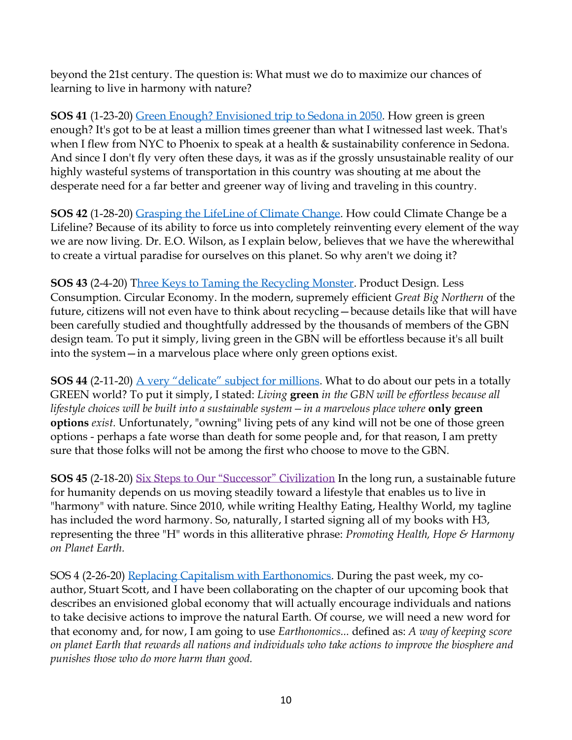beyond the 21st century. The question is: What must we do to maximize our chances of learning to live in harmony with nature?

**SOS 41** (1-23-20) Green Enough? Envisioned trip to Sedona in 2050. How green is green enough? It's got to be at least a million times greener than what I witnessed last week. That's when I flew from NYC to Phoenix to speak at a health & sustainability conference in Sedona. And since I don't fly very often these days, it was as if the grossly unsustainable reality of our highly wasteful systems of transportation in this country was shouting at me about the desperate need for a far better and greener way of living and traveling in this country.

**SOS 42** (1-28-20) Grasping the LifeLine of Climate Change. How could Climate Change be a Lifeline? Because of its ability to force us into completely reinventing every element of the way we are now living. Dr. E.O. Wilson, as I explain below, believes that we have the wherewithal to create a virtual paradise for ourselves on this planet. So why aren't we doing it?

**SOS 43** (2-4-20) Three Keys to Taming the Recycling Monster. Product Design. Less Consumption. Circular Economy. In the modern, supremely efficient *Great Big Northern* of the future, citizens will not even have to think about recycling—because details like that will have been carefully studied and thoughtfully addressed by the thousands of members of the GBN design team. To put it simply, living green in the GBN will be effortless because it's all built into the system—in a marvelous place where only green options exist.

**SOS 44** (2-11-20) A very "delicate" subject for millions. What to do about our pets in a totally GREEN world? To put it simply, I stated: *Living* **green** *in the GBN will be effortless because all lifestyle choices will be built into a sustainable system—in a marvelous place where* **only green options** *exist.* Unfortunately, "owning" living pets of any kind will not be one of those green options - perhaps a fate worse than death for some people and, for that reason, I am pretty sure that those folks will not be among the first who choose to move to the GBN.

**SOS 45** (2-18-20) Six Steps to Our "Successor" Civilization In the long run, a sustainable future for humanity depends on us moving steadily toward a lifestyle that enables us to live in "harmony" with nature. Since 2010, while writing Healthy Eating, Healthy World, my tagline has included the word harmony. So, naturally, I started signing all of my books with H3, representing the three "H" words in this alliterative phrase: *Promoting Health, Hope & Harmony on Planet Earth.*

SOS 4 (2-26-20) Replacing Capitalism with Earthonomics. During the past week, my co-author, Stuart Scott, and I have been collaborating on the chapter of our upcoming book that describes an envisioned global economy that will actually encourage individuals and nations to take decisive actions to improve the natural Earth. Of course, we will need a new word for that economy and, for now, I am going to use *Earthonomics...* defined as: *A way of keeping score on planet Earth that rewards all nations and individuals who take actions to improve the biosphere and punishes those who do more harm than good.*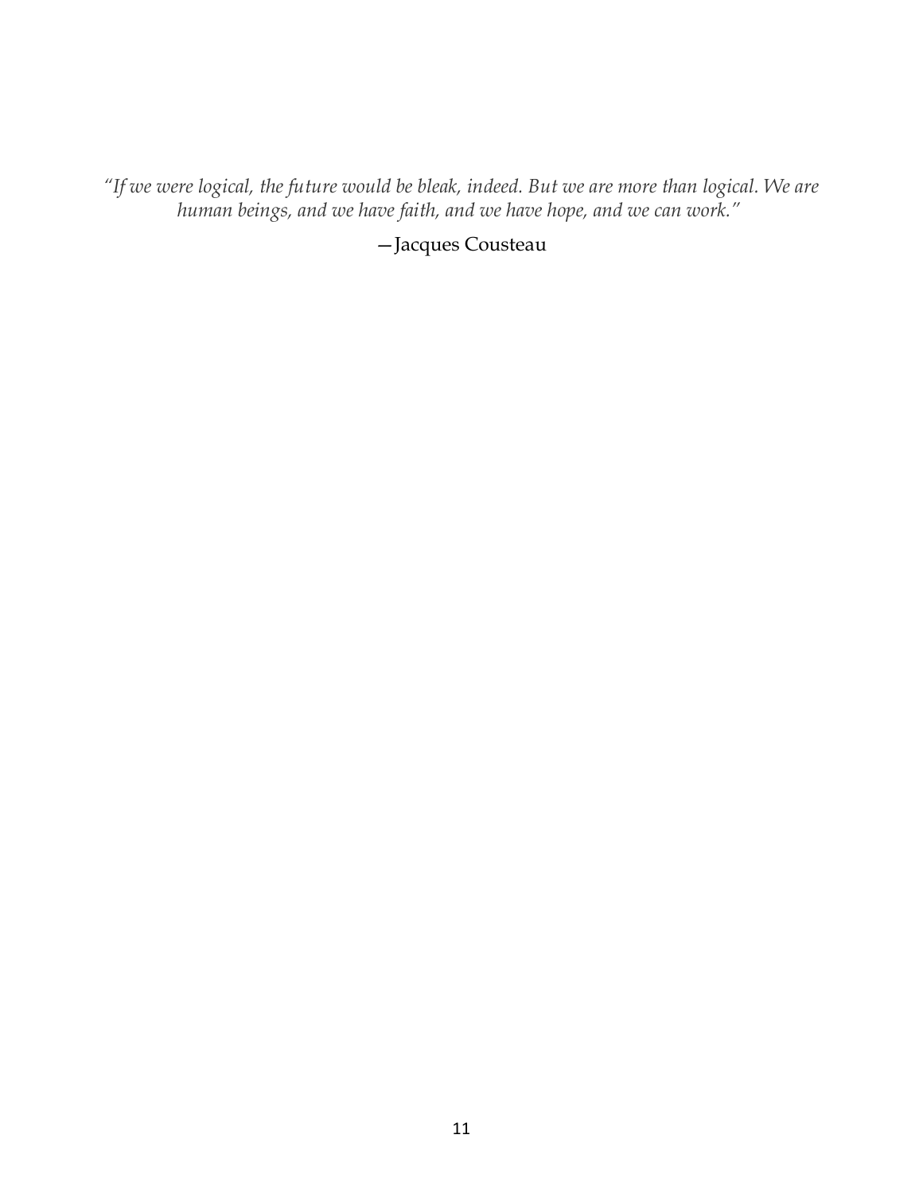*"If we were logical, the future would be bleak, indeed. But we are more than logical. We are human beings, and we have faith, and we have hope, and we can work."*

—Jacques Cousteau